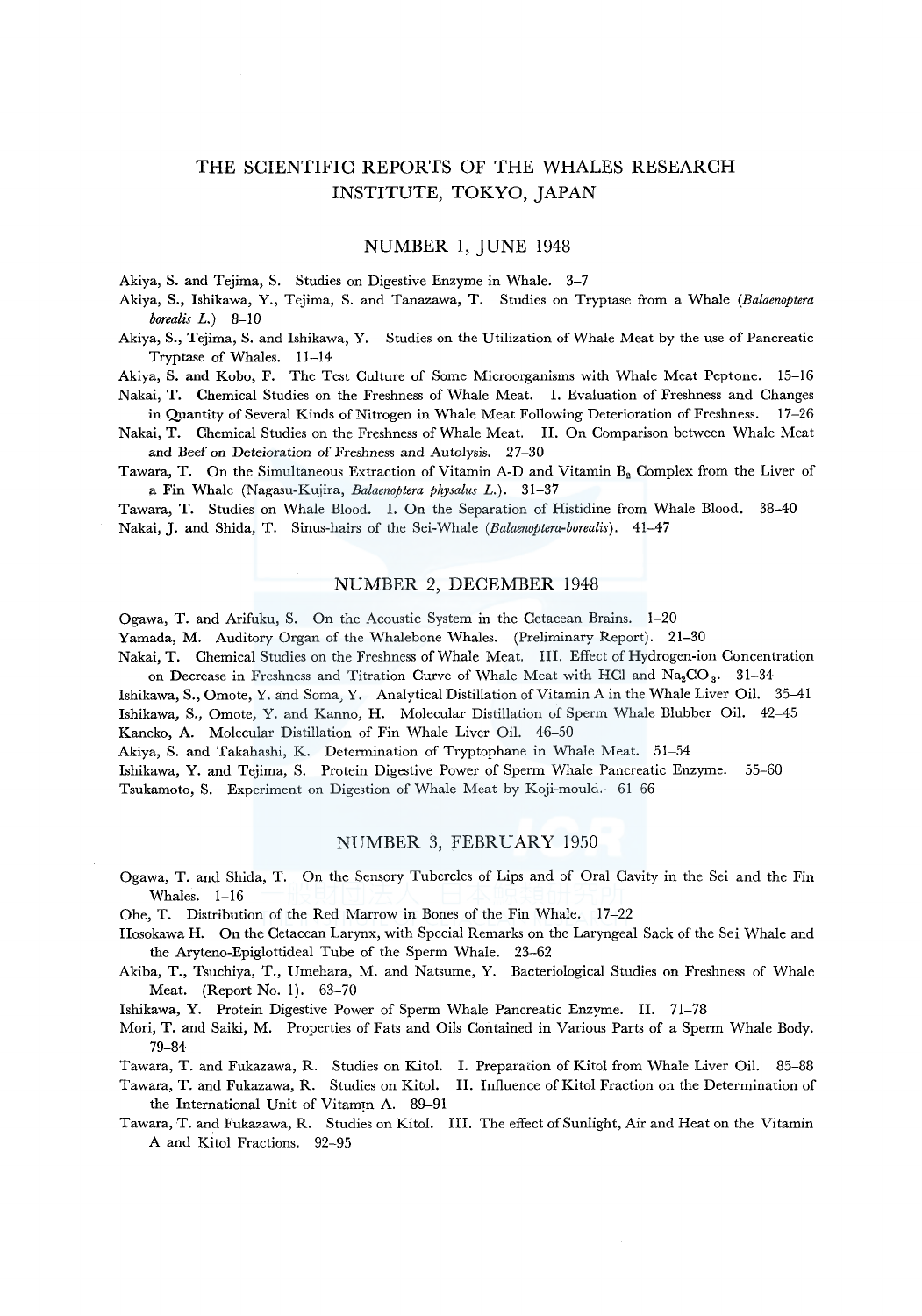# THE SCIENTIFIC REPORTS OF THE WHALES RESEARCH INSTITUTE, TOKYO, JAPAN

## NUMBER 1, JUNE 1948

Akiya, S. and Tejima, S. Studies on Digestive Enzyme in Whale. 3–7

Akiya, S., Ishikawa, Y., Tejima, S. and Tanazawa, T. Studies on Tryptase from a Whale (*Balaenoptera borealis L.*) 8–10

Akiya, S., Tejima, S. and Ishikawa, Y. Studies on the Utilization of Whale Meat by the use of Pancreatic Tryptase of Whales. 11–14

Akiya, S. and Kobo, F. The Test Culture of Some Microorganisms with Whale Meat Peptone. 15–16

Nakai, T. Chemical Studies on the Freshness of Whale Meat. I. Evaluation of Freshness and Changes in Quantity of Several Kinds of Nitrogen in Whale Meat Following Deterioration of Freshness. 17–26

Nakai, T. Chemical Studies on the Freshness of Whale Meat. II. On Comparison between Whale Meat and Beef on Deterioration of Freshness and Autolysis. 27–30

Tawara, T. On the Simultaneous Extraction of Vitamin A-D and Vitamin $B_2$ Complex from the Liver of a Fin Whale (Nagasu-Kujira, *Balaenoptera physalus L.*). 31–37

Tawara, T. Studies on Whale Blood. I. On the Separation of Histidine from Whale Blood. 38–40

Nakai, J. and Shida, T. Sinus-hairs of the Sei-Whale (*Balaenoptera-borealis*). 41–47

## NUMBER 2, DECEMBER 1948

Ogawa, T. and Arifuku, S. On the Acoustic System in the Cetacean Brains. 1–20

Yamada, M. Auditory Organ of the Whalebone Whales. (Preliminary Report). 21–30

Nakai, T. Chemical Studies on the Freshness of Whale Meat. III. Effect of Hydrogen-ion Concentration on Decrease in Freshness and Titration Curve of Whale Meat with HCl and $Na_2CO_3$. 31–34

Ishikawa, S., Omote, Y. and Soma, Y. Analytical Distillation of Vitamin A in the Whale Liver Oil. 35–41

Ishikawa, S., Omote, Y. and Kanno, H. Molecular Distillation of Sperm Whale Blubber Oil. 42–45

Kaneko, A. Molecular Distillation of Fin Whale Liver Oil. 46–50

Akiya, S. and Takahashi, K. Determination of Tryptophane in Whale Meat. 51–54

Ishikawa, Y. and Tejima, S. Protein Digestive Power of Sperm Whale Pancreatic Enzyme. 55–60

Tsukamoto, S. Experiment on Digestion of Whale Meat by Koji-mould. 61–66

## NUMBER 3, FEBRUARY 1950

Ogawa, T. and Shida, T. On the Sensory Tubercles of Lips and of Oral Cavity in the Sei and the Fin Whales. 1–16

Ohe, T. Distribution of the Red Marrow in Bones of the Fin Whale. 17–22

Hosokawa H. On the Cetacean Larynx, with Special Remarks on the Laryngeal Sack of the Sei Whale and the Aryteno-Epiglottideal Tube of the Sperm Whale. 23–62

Akiba, T., Tsuchiya, T., Umehara, M. and Natsume, Y. Bacteriological Studies on Freshness of Whale Meat. (Report No. 1). 63–70

Ishikawa, Y. Protein Digestive Power of Sperm Whale Pancreatic Enzyme. II. 71–78

Mori, T. and Saiki, M. Properties of Fats and Oils Contained in Various Parts of a Sperm Whale Body. 79–84

Tawara, T. and Fukazawa, R. Studies on Kitol. I. Preparation of Kitol from Whale Liver Oil. 85–88

Tawara, T. and Fukazawa, R. Studies on Kitol. II. Influence of Kitol Fraction on the Determination of the International Unit of Vitamin A. 89–91

Tawara, T. and Fukazawa, R. Studies on Kitol. III. The effect of Sunlight, Air and Heat on the Vitamin A and Kitol Fractions. 92–95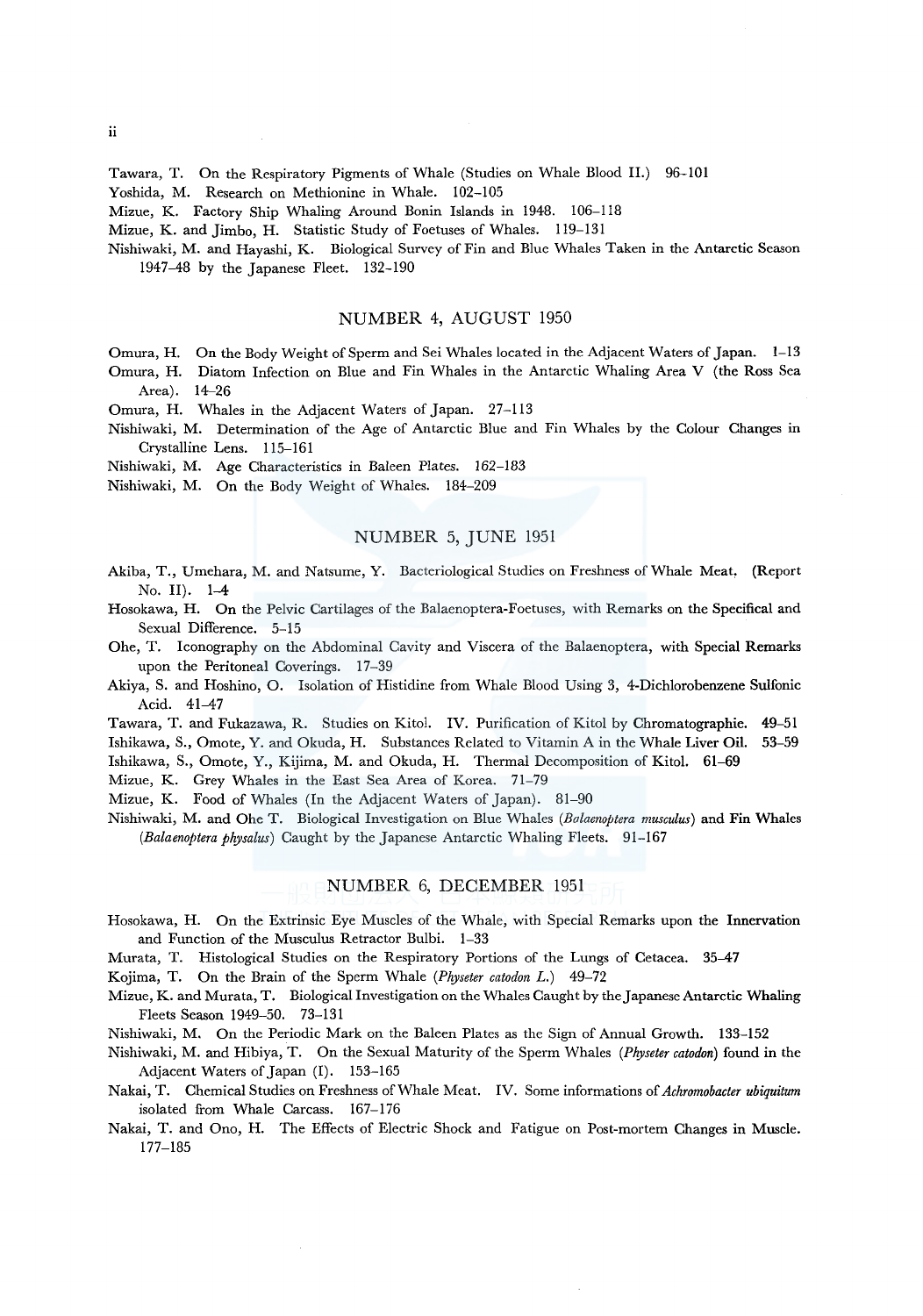Tawara, T. On the Respiratory Pigments of Whale (Studies on Whale Blood II.) 96–101

Yoshida, M. Research on Methionine in Whale. 102–105

Mizue, K. Factory Ship Whaling Around Bonin Islands in 1948. 106–118

Mizue, K. and Jimbo, H. Statistic Study of Foetuses of Whales. 119–131

Nishiwaki, M. and Hayashi, K. Biological Survey of Fin and Blue Whales Taken in the Antarctic Season 1947–48 by the Japanese Fleet. 132–190

## NUMBER 4, AUGUST 1950

Omura, H. On the Body Weight of Sperm and Sei Whales located in the Adjacent Waters of Japan. 1–13

Omura, H. Diatom Infection on Blue and Fin Whales in the Antarctic Whaling Area V (the Ross Sea Area). 14–26

Omura, H. Whales in the Adjacent Waters of Japan. 27–113

Nishiwaki, M. Determination of the Age of Antarctic Blue and Fin Whales by the Colour Changes in Crystalline Lens. 115–161

Nishiwaki, M. Age Characteristics in Baleen Plates. 162–183

Nishiwaki, M. On the Body Weight of Whales. 184–209

## NUMBER 5, JUNE 1951

Akiba, T., Umehara, M. and Natsume, Y. Bacteriological Studies on Freshness of Whale Meat. (Report No. II). 1–4

Hosokawa, H. On the Pelvic Cartilages of the Balaenoptera-Foetuses, with Remarks on the Specifical and Sexual Difference. 5–15

Ohe, T. Iconography on the Abdominal Cavity and Viscera of the Balaenoptera, with Special Remarks upon the Peritoneal Coverings. 17–39

Akiya, S. and Hoshino, O. Isolation of Histidine from Whale Blood Using 3, 4-Dichlorobenzene Sulfonic Acid. 41–47

Tawara, T. and Fukazawa, R. Studies on Kitol. IV. Purification of Kitol by Chromatographie. 49–51

Ishikawa, S., Omote, Y. and Okuda, H. Substances Related to Vitamin A in the Whale Liver Oil. 53–59

Ishikawa, S., Omote, Y., Kijima, M. and Okuda, H. Thermal Decomposition of Kitol. 61–69

Mizue, K. Grey Whales in the East Sea Area of Korea. 71–79

Mizue, K. Food of Whales (In the Adjacent Waters of Japan). 81–90

Nishiwaki, M. and Ohe T. Biological Investigation on Blue Whales (*Balaenoptera musculus*) and Fin Whales (*Balaenoptera physalus*) Caught by the Japanese Antarctic Whaling Fleets. 91–167

## NUMBER 6, DECEMBER 1951

Hosokawa, H. On the Extrinsic Eye Muscles of the Whale, with Special Remarks upon the Innervation and Function of the Musculus Retractor Bulbi. 1–33

Murata, T. Histological Studies on the Respiratory Portions of the Lungs of Cetacea. 35–47

Kojima, T. On the Brain of the Sperm Whale (*Physeter catodon L.*) 49–72

Mizue, K. and Murata, T. Biological Investigation on the Whales Caught by the Japanese Antarctic Whaling Fleets Season 1949–50. 73–131

Nishiwaki, M. On the Periodic Mark on the Baleen Plates as the Sign of Annual Growth. 133–152

Nishiwaki, M. and Hibiya, T. On the Sexual Maturity of the Sperm Whales (*Physeter catodon*) found in the Adjacent Waters of Japan (I). 153–165

Nakai, T. Chemical Studies on Freshness of Whale Meat. IV. Some informations of *Achromobacter ubiquitum* isolated from Whale Carcass. 167–176

Nakai, T. and Ono, H. The Effects of Electric Shock and Fatigue on Post-mortem Changes in Muscle. 177–185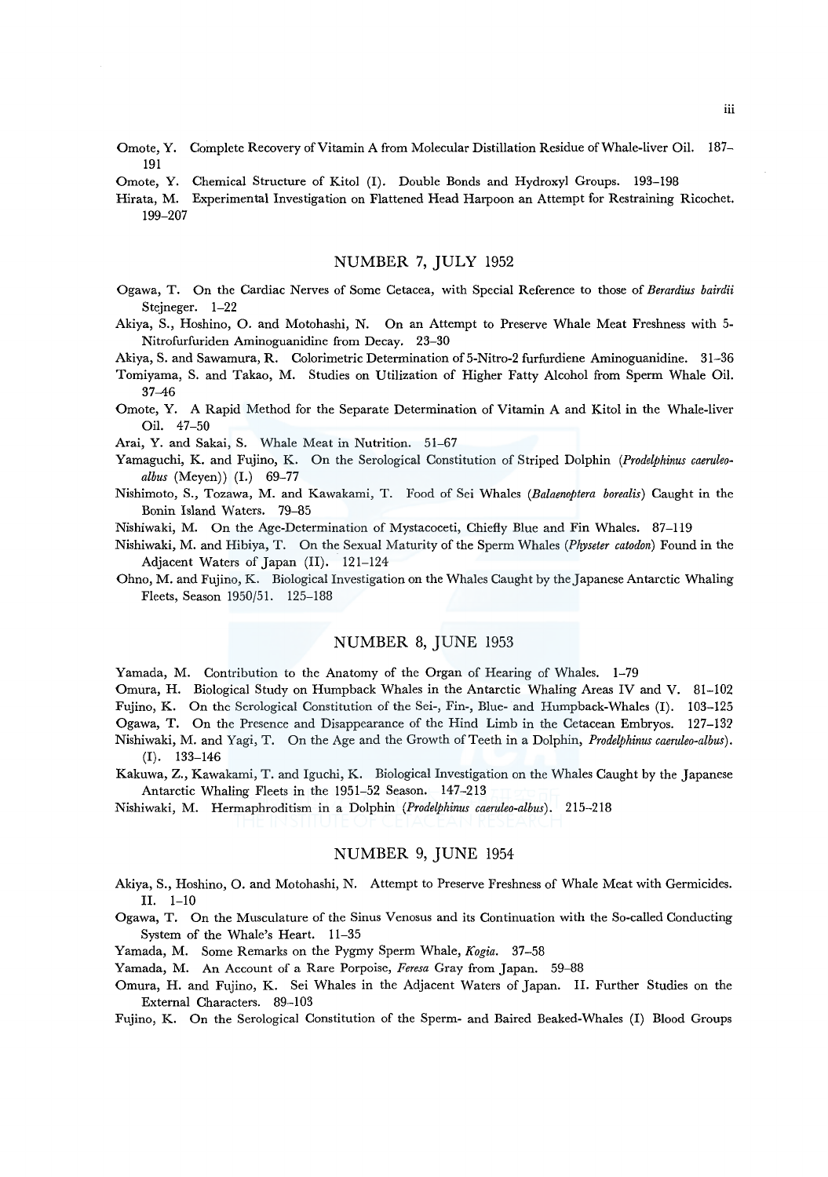Omote, Y. Complete Recovery of Vitamin A from Molecular Distillation Residue of Whale-liver Oil. 187–191

Omote, Y. Chemical Structure of Kitol (I). Double Bonds and Hydroxyl Groups. 193–198

Hirata, M. Experimental Investigation on Flattened Head Harpoon an Attempt for Restraining Ricochet. 199–207

## NUMBER 7, JULY 1952

Ogawa, T. On the Cardiac Nerves of Some Cetacea, with Special Reference to those of *Berardius bairdii* Stejneger. 1–22

Akiya, S., Hoshino, O. and Motohashi, N. On an Attempt to Preserve Whale Meat Freshness with 5-Nitrofurfuriden Aminoguanidine from Decay. 23–30

Akiya, S. and Sawamura, R. Colorimetric Determination of 5-Nitro-2 furfurdiene Aminoguanidine. 31–36

Tomiyama, S. and Takao, M. Studies on Utilization of Higher Fatty Alcohol from Sperm Whale Oil. 37–46

Omote, Y. A Rapid Method for the Separate Determination of Vitamin A and Kitol in the Whale-liver Oil. 47–50

Arai, Y. and Sakai, S. Whale Meat in Nutrition. 51–67

Yamaguchi, K. and Fujino, K. On the Serological Constitution of Striped Dolphin (*Prodelphinus caeruleo-albus* (Meyen)) (I.) 69–77

Nishimoto, S., Tozawa, M. and Kawakami, T. Food of Sei Whales (*Balaenoptera borealis*) Caught in the Bonin Island Waters. 79–85

Nishiwaki, M. On the Age-Determination of Mystacoceti, Chiefly Blue and Fin Whales. 87–119

Nishiwaki, M. and Hibiya, T. On the Sexual Maturity of the Sperm Whales (*Physeter catodon*) Found in the Adjacent Waters of Japan (II). 121–124

Ohno, M. and Fujino, K. Biological Investigation on the Whales Caught by the Japanese Antarctic Whaling Fleets, Season 1950/51. 125–188

## NUMBER 8, JUNE 1953

Yamada, M. Contribution to the Anatomy of the Organ of Hearing of Whales. 1–79

Omura, H. Biological Study on Humpback Whales in the Antarctic Whaling Areas IV and V. 81–102

Fujino, K. On the Serological Constitution of the Sei-, Fin-, Blue- and Humpback-Whales (I). 103–125

Ogawa, T. On the Presence and Disappearance of the Hind Limb in the Cetacean Embryos. 127–132

Nishiwaki, M. and Yagi, T. On the Age and the Growth of Teeth in a Dolphin, *Prodelphinus caeruleo-albus*). (I). 133–146

Kakuwa, Z., Kawakami, T. and Iguchi, K. Biological Investigation on the Whales Caught by the Japanese Antarctic Whaling Fleets in the 1951–52 Season. 147–213

Nishiwaki, M. Hermaphroditism in a Dolphin (*Prodelphinus caeruleo-albus*). 215–218

## NUMBER 9, JUNE 1954

Akiya, S., Hoshino, O. and Motohashi, N. Attempt to Preserve Freshness of Whale Meat with Germicides. II. 1–10

Ogawa, T. On the Musculature of the Sinus Venosus and its Continuation with the So-called Conducting System of the Whale's Heart. 11–35

Yamada, M. Some Remarks on the Pygmy Sperm Whale, *Kogia*. 37–58

Yamada, M. An Account of a Rare Porpoise, *Feresa* Gray from Japan. 59–88

Omura, H. and Fujino, K. Sei Whales in the Adjacent Waters of Japan. II. Further Studies on the External Characters. 89–103

Fujino, K. On the Serological Constitution of the Sperm- and Baired Beaked-Whales (I) Blood Groups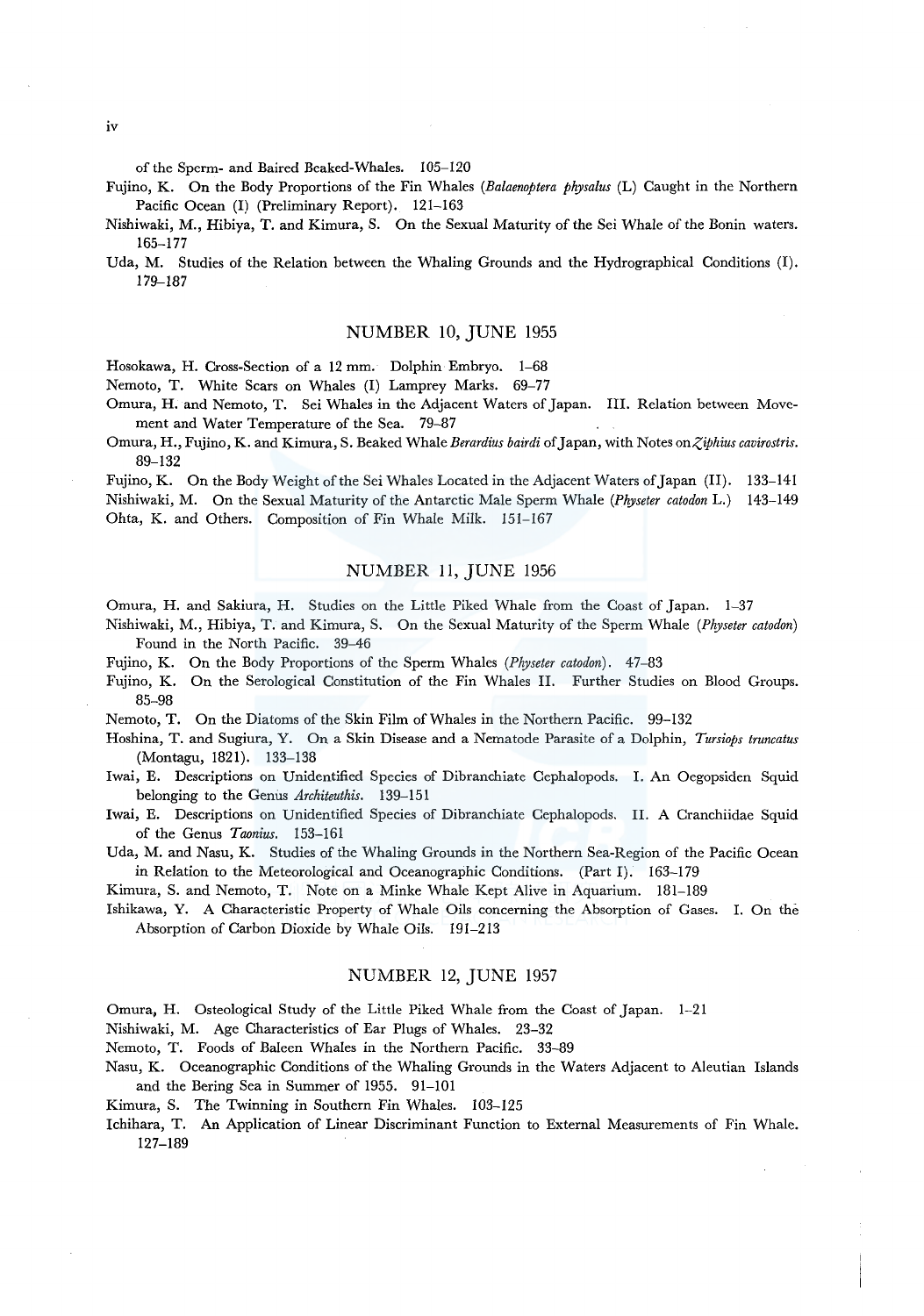of the Sperm- and Baired Beaked-Whales. 105–120

Fujino, K. On the Body Proportions of the Fin Whales (*Balaenoptera physalus* (L) Caught in the Northern Pacific Ocean (I) (Preliminary Report). 121–163

Nishiwaki, M., Hibiya, T. and Kimura, S. On the Sexual Maturity of the Sei Whale of the Bonin waters. 165–177

Uda, M. Studies of the Relation between the Whaling Grounds and the Hydrographical Conditions (I). 179–187

## NUMBER 10, JUNE 1955

Hosokawa, H. Cross-Section of a 12 mm. Dolphin Embryo. 1–68

Nemoto, T. White Scars on Whales (I) Lamprey Marks. 69–77

Omura, H. and Nemoto, T. Sei Whales in the Adjacent Waters of Japan. III. Relation between Movement and Water Temperature of the Sea. 79–87

Omura, H., Fujino, K. and Kimura, S. Beaked Whale *Berardius bairdi* of Japan, with Notes on *Ziphius cavirostris*. 89–132

Fujino, K. On the Body Weight of the Sei Whales Located in the Adjacent Waters of Japan (II). 133–141

Nishiwaki, M. On the Sexual Maturity of the Antarctic Male Sperm Whale (*Physeter catodon* L.) 143–149

Ohta, K. and Others. Composition of Fin Whale Milk. 151–167

## NUMBER 11, JUNE 1956

Omura, H. and Sakiura, H. Studies on the Little Piked Whale from the Coast of Japan. 1–37

Nishiwaki, M., Hibiya, T. and Kimura, S. On the Sexual Maturity of the Sperm Whale (*Physeter catodon*) Found in the North Pacific. 39–46

Fujino, K. On the Body Proportions of the Sperm Whales (*Physeter catodon*). 47–83

Fujino, K. On the Serological Constitution of the Fin Whales II. Further Studies on Blood Groups. 85–98

Nemoto, T. On the Diatoms of the Skin Film of Whales in the Northern Pacific. 99–132

Hoshina, T. and Sugiura, Y. On a Skin Disease and a Nematode Parasite of a Dolphin, *Tursiops truncatus* (Montagu, 1821). 133–138

Iwai, E. Descriptions on Unidentified Species of Dibranchiate Cephalopods. I. An Oegopsiden Squid belonging to the Genus *Architeuthis*. 139–151

Iwai, E. Descriptions on Unidentified Species of Dibranchiate Cephalopods. II. A Cranchiidae Squid of the Genus *Taonius*. 153–161

Uda, M. and Nasu, K. Studies of the Whaling Grounds in the Northern Sea-Region of the Pacific Ocean in Relation to the Meteorological and Oceanographic Conditions. (Part I). 163–179

Kimura, S. and Nemoto, T. Note on a Minke Whale Kept Alive in Aquarium. 181–189

Ishikawa, Y. A Characteristic Property of Whale Oils concerning the Absorption of Gases. I. On the Absorption of Carbon Dioxide by Whale Oils. 191–213

## NUMBER 12, JUNE 1957

Omura, H. Osteological Study of the Little Piked Whale from the Coast of Japan. 1–21

Nishiwaki, M. Age Characteristics of Ear Plugs of Whales. 23–32

Nemoto, T. Foods of Baleen Whales in the Northern Pacific. 33–89

Nasu, K. Oceanographic Conditions of the Whaling Grounds in the Waters Adjacent to Aleutian Islands and the Bering Sea in Summer of 1955. 91–101

Kimura, S. The Twinning in Southern Fin Whales. 103–125

Ichihara, T. An Application of Linear Discriminant Function to External Measurements of Fin Whale. 127–189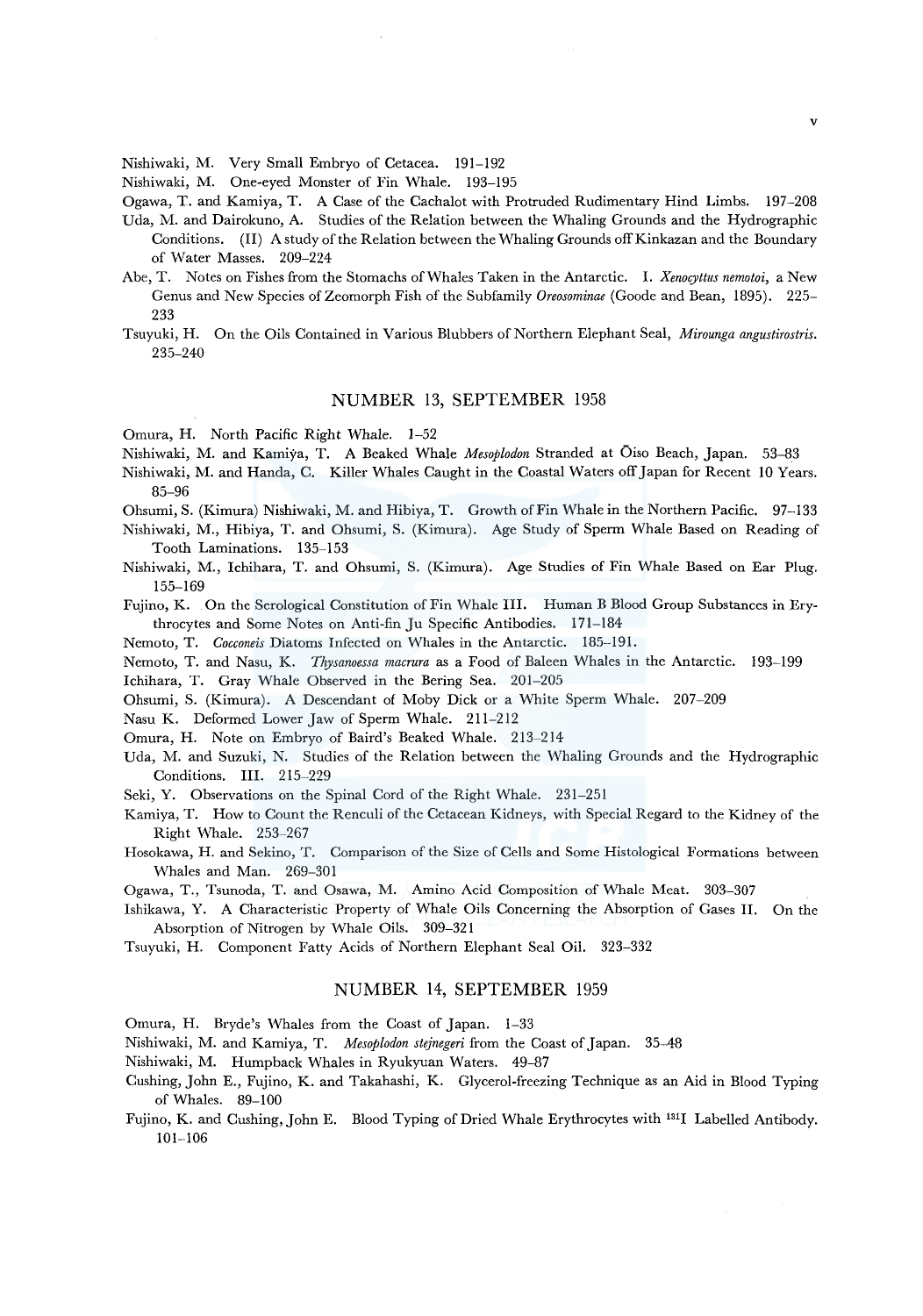Nishiwaki, M. Very Small Embryo of Cetacea. 191–192

Nishiwaki, M. One-eyed Monster of Fin Whale. 193–195

Ogawa, T. and Kamiya, T. A Case of the Cachalot with Protruded Rudimentary Hind Limbs. 197–208

Uda, M. and Dairokuno, A. Studies of the Relation between the Whaling Grounds and the Hydrographic Conditions. (II) A study of the Relation between the Whaling Grounds off Kinkazan and the Boundary of Water Masses. 209–224

Abe, T. Notes on Fishes from the Stomachs of Whales Taken in the Antarctic. I. *Xenocyttus nemotoi*, a New Genus and New Species of Zeomorph Fish of the Subfamily *Oreosominae* (Goode and Bean, 1895). 225–233

Tsuyuki, H. On the Oils Contained in Various Blubbers of Northern Elephant Seal, *Mirounga angustirostris*. 235–240

## NUMBER 13, SEPTEMBER 1958

Omura, H. North Pacific Right Whale. 1–52

Nishiwaki, M. and Kamiya, T. A Beaked Whale *Mesoplodon* Stranded at Ōiso Beach, Japan. 53–83

Nishiwaki, M. and Handa, C. Killer Whales Caught in the Coastal Waters off Japan for Recent 10 Years. 85–96

Ohsumi, S. (Kimura) Nishiwaki, M. and Hibiya, T. Growth of Fin Whale in the Northern Pacific. 97–133

Nishiwaki, M., Hibiya, T. and Ohsumi, S. (Kimura). Age Study of Sperm Whale Based on Reading of Tooth Laminations. 135–153

Nishiwaki, M., Ichihara, T. and Ohsumi, S. (Kimura). Age Studies of Fin Whale Based on Ear Plug. 155–169

Fujino, K. On the Serological Constitution of Fin Whale III. Human B Blood Group Substances in Erythrocytes and Some Notes on Anti-fin Ju Specific Antibodies. 171–184

Nemoto, T. *Cocconeis* Diatoms Infected on Whales in the Antarctic. 185–191.

Nemoto, T. and Nasu, K. *Thysanoessa macrura* as a Food of Baleen Whales in the Antarctic. 193–199

Ichihara, T. Gray Whale Observed in the Bering Sea. 201–205

Ohsumi, S. (Kimura). A Descendant of Moby Dick or a White Sperm Whale. 207–209

Nasu K. Deformed Lower Jaw of Sperm Whale. 211–212

Omura, H. Note on Embryo of Baird's Beaked Whale. 213–214

Uda, M. and Suzuki, N. Studies of the Relation between the Whaling Grounds and the Hydrographic Conditions. III. 215–229

Seki, Y. Observations on the Spinal Cord of the Right Whale. 231–251

Kamiya, T. How to Count the Renculi of the Cetacean Kidneys, with Special Regard to the Kidney of the Right Whale. 253–267

Hosokawa, H. and Sekino, T. Comparison of the Size of Cells and Some Histological Formations between Whales and Man. 269–301

Ogawa, T., Tsunoda, T. and Osawa, M. Amino Acid Composition of Whale Meat. 303–307

Ishikawa, Y. A Characteristic Property of Whale Oils Concerning the Absorption of Gases II. On the Absorption of Nitrogen by Whale Oils. 309–321

Tsuyuki, H. Component Fatty Acids of Northern Elephant Seal Oil. 323–332

## NUMBER 14, SEPTEMBER 1959

Omura, H. Bryde's Whales from the Coast of Japan. 1–33

Nishiwaki, M. and Kamiya, T. *Mesoplodon stejnegeri* from the Coast of Japan. 35–48

Nishiwaki, M. Humpback Whales in Ryukyuan Waters. 49–87

Cushing, John E., Fujino, K. and Takahashi, K. Glycerol-freezing Technique as an Aid in Blood Typing of Whales. 89–100

Fujino, K. and Cushing, John E. Blood Typing of Dried Whale Erythrocytes with $^{131}I$ Labelled Antibody. 101–106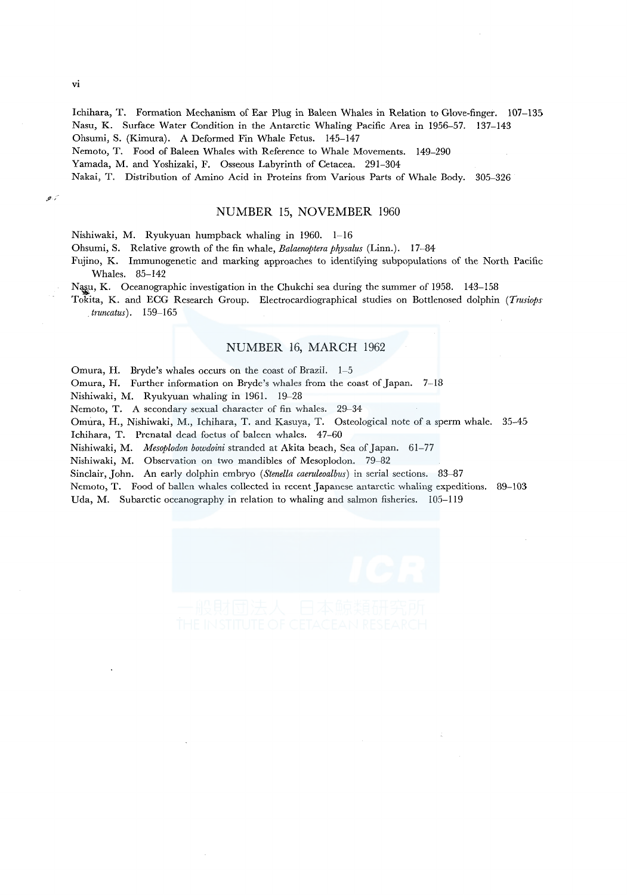Ichihara, T. Formation Mechanism of Ear Plug in Baleen Whales in Relation to Glove-finger. 107–135
Nasu, K. Surface Water Condition in the Antarctic Whaling Pacific Area in 1956–57. 137–143
Ohsumi, S. (Kimura). A Deformed Fin Whale Fetus. 145–147
Nemoto, T. Food of Baleen Whales with Reference to Whale Movements. 149–290
Yamada, M. and Yoshizaki, F. Osseous Labyrinth of Cetacea. 291–304
Nakai, T. Distribution of Amino Acid in Proteins from Various Parts of Whale Body. 305–326

## NUMBER 15, NOVEMBER 1960

Nishiwaki, M. Ryukyuan humpback whaling in 1960. 1–16
Ohsumi, S. Relative growth of the fin whale, *Balaenoptera physalus* (Linn.). 17–84
Fujino, K. Immunogenetic and marking approaches to identifying subpopulations of the North Pacific Whales. 85–142
Nasu, K. Oceanographic investigation in the Chukchi sea during the summer of 1958. 143–158
Tokita, K. and ECG Research Group. Electrocardiographical studies on Bottlenosed dolphin (*Trusiops truncatus*). 159–165

## NUMBER 16, MARCH 1962

Omura, H. Bryde's whales occurs on the coast of Brazil. 1–5
Omura, H. Further information on Bryde's whales from the coast of Japan. 7–18
Nishiwaki, M. Ryukyuan whaling in 1961. 19–28
Nemoto, T. A secondary sexual character of fin whales. 29–34
Omura, H., Nishiwaki, M., Ichihara, T. and Kasuya, T. Osteological note of a sperm whale. 35–45
Ichihara, T. Prenatal dead foetus of baleen whales. 47–60
Nishiwaki, M. *Mesoplodon bowdoini* stranded at Akita beach, Sea of Japan. 61–77
Nishiwaki, M. Observation on two mandibles of Mesoplodon. 79–82
Sinclair, John. An early dolphin embryo (*Stenella caeruleoalbus*) in serial sections. 83–87
Nemoto, T. Food of ballen whales collected in recent Japanese antarctic whaling expeditions. 89–103
Uda, M. Subarctic oceanography in relation to whaling and salmon fisheries. 105–119